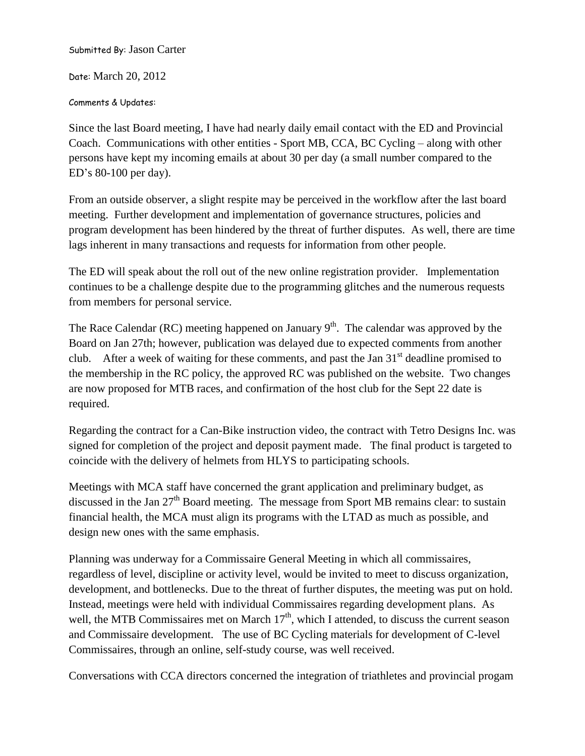Submitted By: Jason Carter

Date: March 20, 2012

Comments & Updates:

Since the last Board meeting, I have had nearly daily email contact with the ED and Provincial Coach. Communications with other entities - Sport MB, CCA, BC Cycling – along with other persons have kept my incoming emails at about 30 per day (a small number compared to the ED's 80-100 per day).

From an outside observer, a slight respite may be perceived in the workflow after the last board meeting. Further development and implementation of governance structures, policies and program development has been hindered by the threat of further disputes. As well, there are time lags inherent in many transactions and requests for information from other people.

The ED will speak about the roll out of the new online registration provider. Implementation continues to be a challenge despite due to the programming glitches and the numerous requests from members for personal service.

The Race Calendar (RC) meeting happened on January 9th. The calendar was approved by the Board on Jan 27th; however, publication was delayed due to expected comments from another club. After a week of waiting for these comments, and past the Jan 31st deadline promised to the membership in the RC policy, the approved RC was published on the website. Two changes are now proposed for MTB races, and confirmation of the host club for the Sept 22 date is required.

Regarding the contract for a Can-Bike instruction video, the contract with Tetro Designs Inc. was signed for completion of the project and deposit payment made. The final product is targeted to coincide with the delivery of helmets from HLYS to participating schools.

Meetings with MCA staff have concerned the grant application and preliminary budget, as discussed in the Jan 27th Board meeting. The message from Sport MB remains clear: to sustain financial health, the MCA must align its programs with the LTAD as much as possible, and design new ones with the same emphasis.

Planning was underway for a Commissaire General Meeting in which all commissaires, regardless of level, discipline or activity level, would be invited to meet to discuss organization, development, and bottlenecks. Due to the threat of further disputes, the meeting was put on hold. Instead, meetings were held with individual Commissaires regarding development plans. As well, the MTB Commissaires met on March 17th, which I attended, to discuss the current season and Commissaire development. The use of BC Cycling materials for development of C-level Commissaires, through an online, self-study course, was well received.

Conversations with CCA directors concerned the integration of triathletes and provincial progam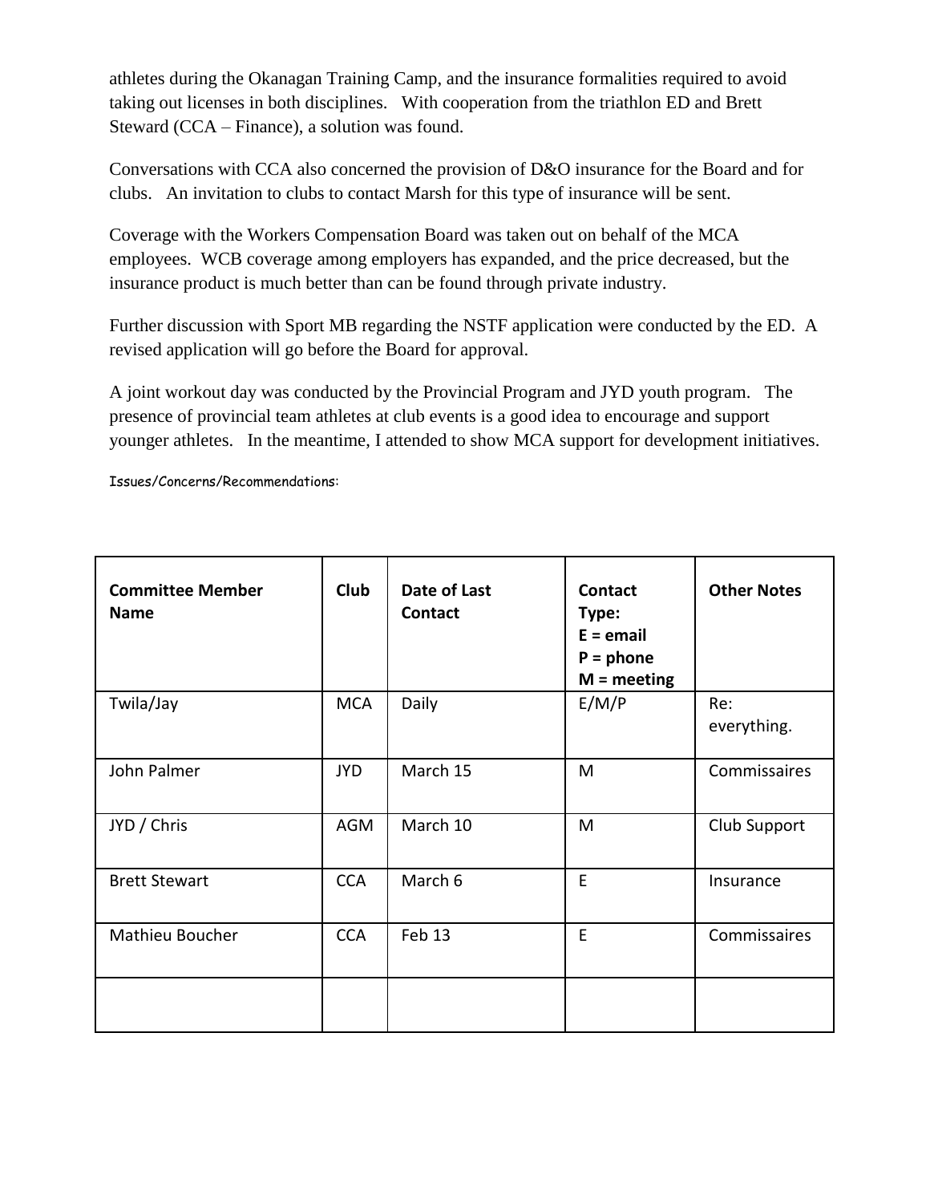athletes during the Okanagan Training Camp, and the insurance formalities required to avoid taking out licenses in both disciplines.   With cooperation from the triathlon ED and Brett Steward (CCA – Finance), a solution was found.

Conversations with CCA also concerned the provision of D&O insurance for the Board and for clubs.   An invitation to clubs to contact Marsh for this type of insurance will be sent.

Coverage with the Workers Compensation Board was taken out on behalf of the MCA employees.  WCB coverage among employers has expanded, and the price decreased, but the insurance product is much better than can be found through private industry.

Further discussion with Sport MB regarding the NSTF application were conducted by the ED.  A revised application will go before the Board for approval.

A joint workout day was conducted by the Provincial Program and JYD youth program.   The presence of provincial team athletes at club events is a good idea to encourage and support younger athletes.   In the meantime, I attended to show MCA support for development initiatives.

Issues/Concerns/Recommendations:

| Committee Member Name | Club | Date of Last Contact | Contact Type: E = email P = phone M = meeting | Other Notes |
|---|---|---|---|---|
| Twila/Jay | MCA | Daily | E/M/P | Re: everything. |
| John Palmer | JYD | March 15 | M | Commissaires |
| JYD / Chris | AGM | March 10 | M | Club Support |
| Brett Stewart | CCA | March 6 | E | Insurance |
| Mathieu Boucher | CCA | Feb 13 | E | Commissaires |
| | | | | |